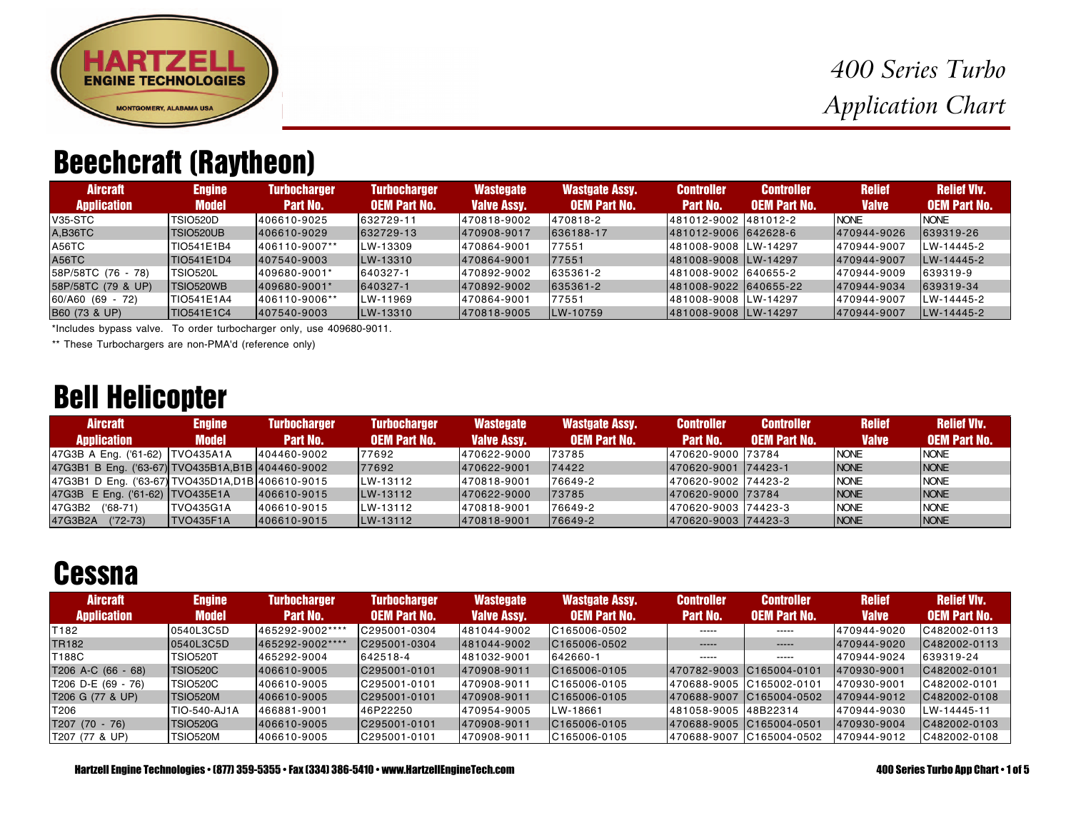# 400 Series Turbo Application Chart

## Beechcraft (Raytheon)

| Aircraft Application | Engine Model | Turbocharger Part No. | Turbocharger OEM Part No. | Wastegate Valve Assy. | Wastgate Assy. OEM Part No. | Controller Part No. | Controller OEM Part No. | Relief Valve | Relief Vlv. OEM Part No. |
|---|---|---|---|---|---|---|---|---|---|
| V35-STC | TSIO520D | 406610-9025 | 632729-11 | 470818-9002 | 470818-2 | 481012-9002 | 481012-2 | NONE | NONE |
| A,B36TC | TSIO520UB | 406610-9029 | 632729-13 | 470908-9017 | 636188-17 | 481012-9006 | 642628-6 | 470944-9026 | 639319-26 |
| A56TC | TIO541E1B4 | 406110-9007** | LW-13309 | 470864-9001 | 77551 | 481008-9008 | LW-14297 | 470944-9007 | LW-14445-2 |
| A56TC | TIO541E1D4 | 407540-9003 | LW-13310 | 470864-9001 | 77551 | 481008-9008 | LW-14297 | 470944-9007 | LW-14445-2 |
| 58P/58TC (76 - 78) | TSIO520L | 409680-9001* | 640327-1 | 470892-9002 | 635361-2 | 481008-9002 | 640655-2 | 470944-9009 | 639319-9 |
| 58P/58TC (79 & UP) | TSIO520WB | 409680-9001* | 640327-1 | 470892-9002 | 635361-2 | 481008-9022 | 640655-22 | 470944-9034 | 639319-34 |
| 60/A60 (69 - 72) | TIO541E1A4 | 406110-9006** | LW-11969 | 470864-9001 | 77551 | 481008-9008 | LW-14297 | 470944-9007 | LW-14445-2 |
| B60 (73 & UP) | TIO541E1C4 | 407540-9003 | LW-13310 | 470818-9005 | LW-10759 | 481008-9008 | LW-14297 | 470944-9007 | LW-14445-2 |

*Includes bypass valve. To order turbocharger only, use 409680-9011.

** These Turbochargers are non-PMA'd (reference only)

## Bell Helicopter

| Aircraft Application | Engine Model | Turbocharger Part No. | Turbocharger OEM Part No. | Wastegate Valve Assy. | Wastgate Assy. OEM Part No. | Controller Part No. | Controller OEM Part No. | Relief Valve | Relief Vlv. OEM Part No. |
|---|---|---|---|---|---|---|---|---|---|
| 47G3B A Eng. ('61-62) | TVO435A1A | 404460-9002 | 77692 | 470622-9000 | 73785 | 470620-9000 | 73784 | NONE | NONE |
| 47G3B1 B Eng. ('63-67) | TVO435B1A,B1B | 404460-9002 | 77692 | 470622-9001 | 74422 | 470620-9001 | 74423-1 | NONE | NONE |
| 47G3B1 D Eng. ('63-67) | TVO435D1A,D1B | 406610-9015 | LW-13112 | 470818-9001 | 76649-2 | 470620-9002 | 74423-2 | NONE | NONE |
| 47G3B E Eng. ('61-62) | TVO435E1A | 406610-9015 | LW-13112 | 470622-9000 | 73785 | 470620-9000 | 73784 | NONE | NONE |
| 47G3B2 ('68-71) | TVO435G1A | 406610-9015 | LW-13112 | 470818-9001 | 76649-2 | 470620-9003 | 74423-3 | NONE | NONE |
| 47G3B2A ('72-73) | TVO435F1A | 406610-9015 | LW-13112 | 470818-9001 | 76649-2 | 470620-9003 | 74423-3 | NONE | NONE |

## Cessna

| Aircraft Application | Engine Model | Turbocharger Part No. | Turbocharger OEM Part No. | Wastegate Valve Assy. | Wastgate Assy. OEM Part No. | Controller Part No. | Controller OEM Part No. | Relief Valve | Relief Vlv. OEM Part No. |
|---|---|---|---|---|---|---|---|---|---|
| T182 | 0540L3C5D | 465292-9002**** | C295001-0304 | 481044-9002 | C165006-0502 | ----- | ----- | 470944-9020 | C482002-0113 |
| TR182 | 0540L3C5D | 465292-9002**** | C295001-0304 | 481044-9002 | C165006-0502 | ----- | ----- | 470944-9020 | C482002-0113 |
| T188C | TSIO520T | 465292-9004 | 642518-4 | 481032-9001 | 642660-1 | ----- | ----- | 470944-9024 | 639319-24 |
| T206 A-C (66 - 68) | TSIO520C | 406610-9005 | C295001-0101 | 470908-9011 | C165006-0105 | 470782-9003 | C165004-0101 | 470930-9001 | C482002-0101 |
| T206 D-E (69 - 76) | TSIO520C | 406610-9005 | C295001-0101 | 470908-9011 | C165006-0105 | 470688-9005 | C165002-0101 | 470930-9001 | C482002-0101 |
| T206 G (77 & UP) | TSIO520M | 406610-9005 | C295001-0101 | 470908-9011 | C165006-0105 | 470688-9007 | C165004-0502 | 470944-9012 | C482002-0108 |
| T206 | TIO-540-AJ1A | 466881-9001 | 46P22250 | 470954-9005 | LW-18661 | 481058-9005 | 48B22314 | 470944-9030 | LW-14445-11 |
| T207 (70 - 76) | TSIO520G | 406610-9005 | C295001-0101 | 470908-9011 | C165006-0105 | 470688-9005 | C165004-0501 | 470930-9004 | C482002-0103 |
| T207 (77 & UP) | TSIO520M | 406610-9005 | C295001-0101 | 470908-9011 | C165006-0105 | 470688-9007 | C165004-0502 | 470944-9012 | C482002-0108 |

Hartzell Engine Technologies • (877) 359-5355 • Fax (334) 386-5410 • www.HartzellEngineTech.com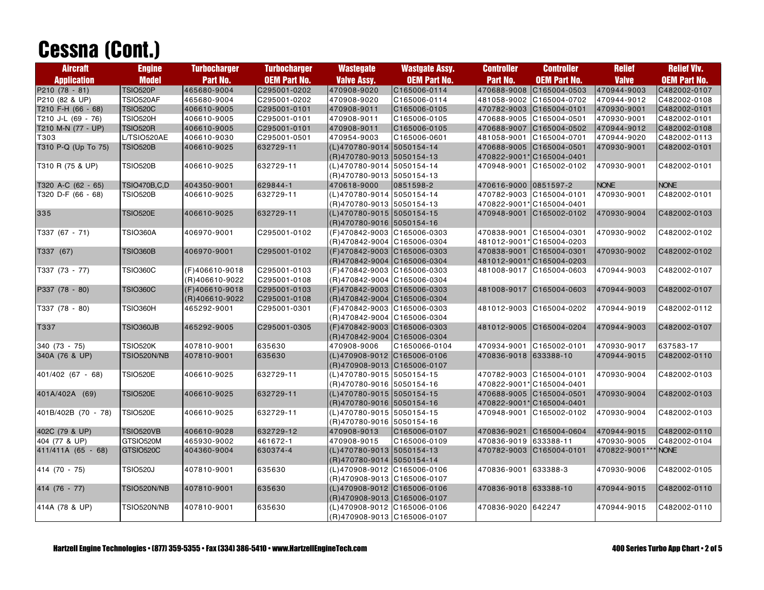# Cessna (Cont.)

| Aircraft Application | Engine Model | Turbocharger Part No. | Turbocharger OEM Part No. | Wastegate Valve Assy. | Wastgate Assy. OEM Part No. | Controller Part No. | Controller OEM Part No. | Relief Valve | Relief Vlv. OEM Part No. |
|---|---|---|---|---|---|---|---|---|---|
| P210 (78 - 81) | TSIO520P | 465680-9004 | C295001-0202 | 470908-9020 | C165006-0114 | 470688-9008 | C165004-0503 | 470944-9003 | C482002-0107 |
| P210 (82 & UP) | TSIO520AF | 465680-9004 | C295001-0202 | 470908-9020 | C165006-0114 | 481058-9002 | C165004-0702 | 470944-9012 | C482002-0108 |
| T210 F-H (66 - 68) | TSIO520C | 406610-9005 | C295001-0101 | 470908-9011 | C165006-0105 | 470782-9003 | C165004-0101 | 470930-9001 | C482002-0101 |
| T210 J-L (69 - 76) | TSIO520H | 406610-9005 | C295001-0101 | 470908-9011 | C165006-0105 | 470688-9005 | C165004-0501 | 470930-9001 | C482002-0101 |
| T210 M-N (77 - UP) | TSIO520R | 406610-9005 | C295001-0101 | 470908-9011 | C165006-0105 | 470688-9007 | C165004-0502 | 470944-9012 | C482002-0108 |
| T303 | L/TSIO520AE | 406610-9030 | C295001-0501 | 470954-9003 | C165006-0601 | 481058-9001 | C165004-0701 | 470944-9020 | C482002-0113 |
| T310 P-Q (Up To 75) | TSIO520B | 406610-9025 | 632729-11 | (L)470780-9014<br>(R)470780-9013 | 5050154-14<br>5050154-13 | 470688-9005<br>470822-9001* | C165004-0501<br>C165004-0401 | 470930-9001 | C482002-0101 |
| T310 R (75 & UP) | TSIO520B | 406610-9025 | 632729-11 | (L)470780-9014<br>(R)470780-9013 | 5050154-14<br>5050154-13 | 470948-9001 | C165002-0102 | 470930-9001 | C482002-0101 |
| T320 A-C (62 - 65) | TSIO470B,C,D | 404350-9001 | 629844-1 | 470618-9000 | 0851598-2 | 470616-9000 | 0851597-2 | NONE | NONE |
| T320 D-F (66 - 68) | TSIO520B | 406610-9025 | 632729-11 | (L)470780-9014<br>(R)470780-9013 | 5050154-14<br>5050154-13 | 470782-9003<br>470822-9001* | C165004-0101<br>C165004-0401 | 470930-9001 | C482002-0101 |
| 335 | TSIO520E | 406610-9025 | 632729-11 | (L)470780-9015<br>(R)470780-9016 | 5050154-15<br>5050154-16 | 470948-9001 | C165002-0102 | 470930-9004 | C482002-0103 |
| T337 (67 - 71) | TSIO360A | 406970-9001 | C295001-0102 | (F)470842-9003<br>(R)470842-9004 | C165006-0303<br>C165006-0304 | 470838-9001<br>481012-9001* | C165004-0301<br>C165004-0203 | 470930-9002 | C482002-0102 |
| T337 (67) | TSIO360B | 406970-9001 | C295001-0102 | (F)470842-9003<br>(R)470842-9004 | C165006-0303<br>C165006-0304 | 470838-9001<br>481012-9001* | C165004-0301<br>C165004-0203 | 470930-9002 | C482002-0102 |
| T337 (73 - 77) | TSIO360C | (F)406610-9018<br>(R)406610-9022 | C295001-0103<br>C295001-0108 | (F)470842-9003<br>(R)470842-9004 | C165006-0303<br>C165006-0304 | 481008-9017 | C165004-0603 | 470944-9003 | C482002-0107 |
| P337 (78 - 80) | TSIO360C | (F)406610-9018<br>(R)406610-9022 | C295001-0103<br>C295001-0108 | (F)470842-9003<br>(R)470842-9004 | C165006-0303<br>C165006-0304 | 481008-9017 | C165004-0603 | 470944-9003 | C482002-0107 |
| T337 (78 - 80) | TSIO360H | 465292-9001 | C295001-0301 | (F)470842-9003<br>(R)470842-9004 | C165006-0303<br>C165006-0304 | 481012-9003 | C165004-0202 | 470944-9019 | C482002-0112 |
| T337 | TSIO360JB | 465292-9005 | C295001-0305 | (F)470842-9003<br>(R)470842-9004 | C165006-0303<br>C165006-0304 | 481012-9005 | C165004-0204 | 470944-9003 | C482002-0107 |
| 340 (73 - 75) | TSIO520K | 407810-9001 | 635630 | 470908-9006 | C1650066-0104 | 470934-9001 | C165002-0101 | 470930-9017 | 637583-17 |
| 340A (76 & UP) | TSIO520N/NB | 407810-9001 | 635630 | (L)470908-9012<br>(R)470908-9013 | C165006-0106<br>C165006-0107 | 470836-9018 | 633388-10 | 470944-9015 | C482002-0110 |
| 401/402 (67 - 68) | TSIO520E | 406610-9025 | 632729-11 | (L)470780-9015<br>(R)470780-9016 | 5050154-15<br>5050154-16 | 470782-9003<br>470822-9001* | C165004-0101<br>C165004-0401 | 470930-9004 | C482002-0103 |
| 401A/402A (69) | TSIO520E | 406610-9025 | 632729-11 | (L)470780-9015<br>(R)470780-9016 | 5050154-15<br>5050154-16 | 470688-9005<br>470822-9001* | C165004-0501<br>C165004-0401 | 470930-9004 | C482002-0103 |
| 401B/402B (70 - 78) | TSIO520E | 406610-9025 | 632729-11 | (L)470780-9015<br>(R)470780-9016 | 5050154-15<br>5050154-16 | 470948-9001 | C165002-0102 | 470930-9004 | C482002-0103 |
| 402C (79 & UP) | TSIO520VB | 406610-9028 | 632729-12 | 470908-9013 | C165006-0107 | 470836-9021 | C165004-0604 | 470944-9015 | C482002-0110 |
| 404 (77 & UP) | GTSIO520M | 465930-9002 | 461672-1 | 470908-9015 | C165006-0109 | 470836-9019 | 633388-11 | 470930-9005 | C482002-0104 |
| 411/411A (65 - 68) | GTSIO520C | 404360-9004 | 630374-4 | (L)470780-9013<br>(R)470780-9014 | 5050154-13<br>5050154-14 | 470782-9003 | C165004-0101 | 470822-9001*** | NONE |
| 414 (70 - 75) | TSIO520J | 407810-9001 | 635630 | (L)470908-9012<br>(R)470908-9013 | C165006-0106<br>C165006-0107 | 470836-9001 | 633388-3 | 470930-9006 | C482002-0105 |
| 414 (76 - 77) | TSIO520N/NB | 407810-9001 | 635630 | (L)470908-9012<br>(R)470908-9013 | C165006-0106<br>C165006-0107 | 470836-9018 | 633388-10 | 470944-9015 | C482002-0110 |
| 414A (78 & UP) | TSIO520N/NB | 407810-9001 | 635630 | (L)470908-9012<br>(R)470908-9013 | C165006-0106<br>C165006-0107 | 470836-9020 | 642247 | 470944-9015 | C482002-0110 |

Hartzell Engine Technologies • (877) 359-5355 • Fax (334) 386-5410 • www.HartzellEngineTech.com

400 Series Turbo App Chart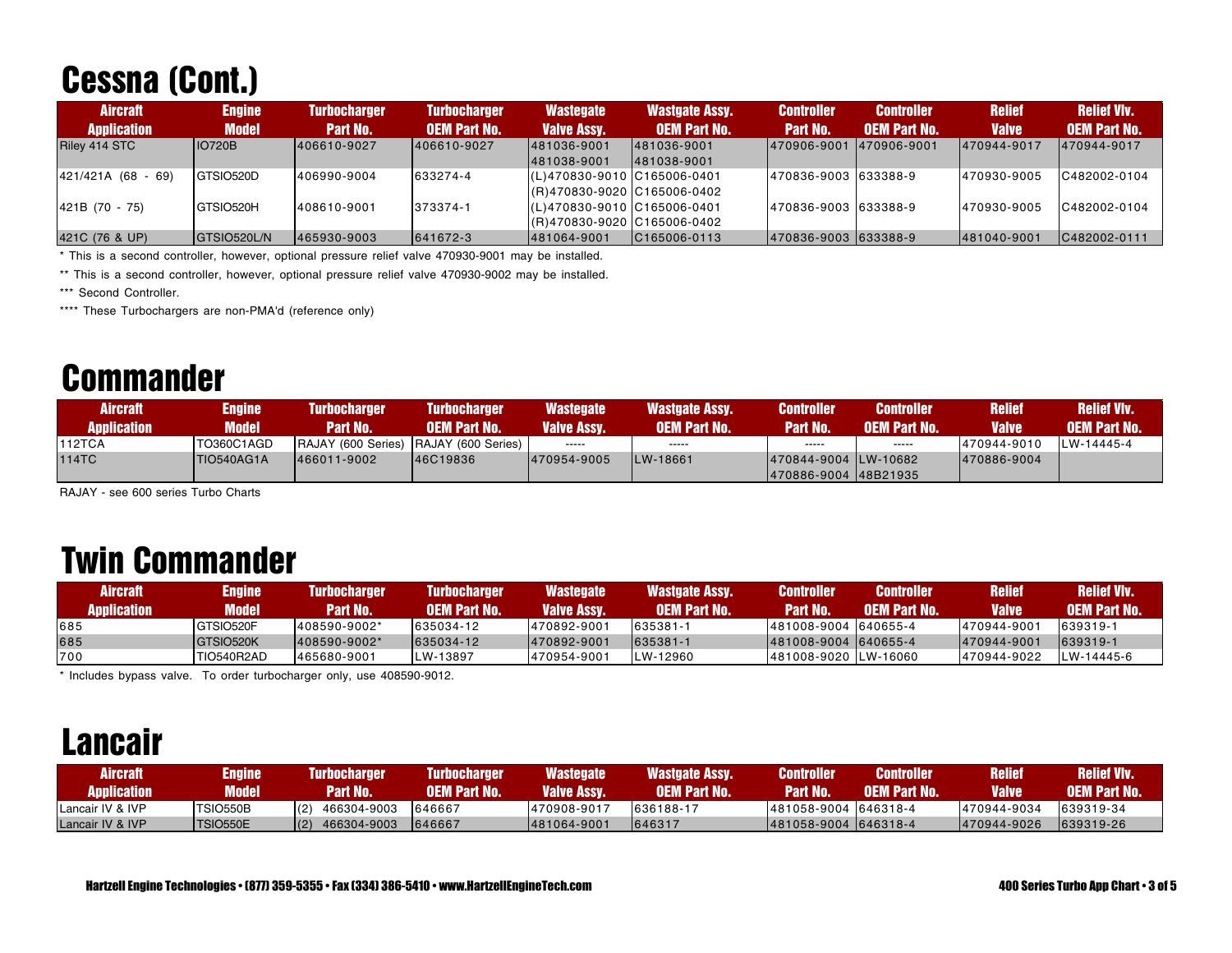# Cessna (Cont.)

| Aircraft Application | Engine Model | Turbocharger Part No. | Turbocharger OEM Part No. | Wastegate Valve Assy. | Wastgate Assy. OEM Part No. | Controller Part No. | Controller OEM Part No. | Relief Valve | Relief Vlv. OEM Part No. |
|---|---|---|---|---|---|---|---|---|---|
| Riley 414 STC | IO720B | 406610-9027 | 406610-9027 | 481036-9001<br>481038-9001 | 481036-9001<br>481038-9001 | 470906-9001 | 470906-9001 | 470944-9017 | 470944-9017 |
| 421/421A (68 - 69) | GTSIO520D | 406990-9004 | 633274-4 | (L)470830-9010<br>(R)470830-9020 | C165006-0401<br>C165006-0402 | 470836-9003 | 633388-9 | 470930-9005 | C482002-0104 |
| 421B (70 - 75) | GTSIO520H | 408610-9001 | 373374-1 | (L)470830-9010<br>(R)470830-9020 | C165006-0401<br>C165006-0402 | 470836-9003 | 633388-9 | 470930-9005 | C482002-0104 |
| 421C (76 & UP) | GTSIO520L/N | 465930-9003 | 641672-3 | 481064-9001 | C165006-0113 | 470836-9003 | 633388-9 | 481040-9001 | C482002-0111 |

* This is a second controller, however, optional pressure relief valve 470930-9001 may be installed.

** This is a second controller, however, optional pressure relief valve 470930-9002 may be installed.

*** Second Controller.

**** These Turbochargers are non-PMA'd (reference only)

# Commander

| Aircraft Application | Engine Model | Turbocharger Part No. | Turbocharger OEM Part No. | Wastegate Valve Assy. | Wastgate Assy. OEM Part No. | Controller Part No. | Controller OEM Part No. | Relief Valve | Relief Vlv. OEM Part No. |
|---|---|---|---|---|---|---|---|---|---|
| 112TCA | TO360C1AGD | RAJAY (600 Series) | RAJAY (600 Series) | ----- | ----- | ----- | ----- | 470944-9010 | LW-14445-4 |
| 114TC | TIO540AG1A | 466011-9002 | 46C19836 | 470954-9005 | LW-18661 | 470844-9004<br>470886-9004 | LW-10682<br>48B21935 | 470886-9004 | |

RAJAY - see 600 series Turbo Charts

# Twin Commander

| Aircraft Application | Engine Model | Turbocharger Part No. | Turbocharger OEM Part No. | Wastegate Valve Assy. | Wastgate Assy. OEM Part No. | Controller Part No. | Controller OEM Part No. | Relief Valve | Relief Vlv. OEM Part No. |
|---|---|---|---|---|---|---|---|---|---|
| 685 | GTSIO520F | 408590-9002* | 635034-12 | 470892-9001 | 635381-1 | 481008-9004 | 640655-4 | 470944-9001 | 639319-1 |
| 685 | GTSIO520K | 408590-9002* | 635034-12 | 470892-9001 | 635381-1 | 481008-9004 | 640655-4 | 470944-9001 | 639319-1 |
| 700 | TIO540R2AD | 465680-9001 | LW-13897 | 470954-9001 | LW-12960 | 481008-9020 | LW-16060 | 470944-9022 | LW-14445-6 |

* Includes bypass valve. To order turbocharger only, use 408590-9012.

# Lancair

| Aircraft Application | Engine Model | Turbocharger Part No. | Turbocharger OEM Part No. | Wastegate Valve Assy. | Wastgate Assy. OEM Part No. | Controller Part No. | Controller OEM Part No. | Relief Valve | Relief Vlv. OEM Part No. |
|---|---|---|---|---|---|---|---|---|---|
| Lancair IV & IVP | TSIO550B | (2) 466304-9003 | 646667 | 470908-9017 | 636188-17 | 481058-9004 | 646318-4 | 470944-9034 | 639319-34 |
| Lancair IV & IVP | TSIO550E | (2) 466304-9003 | 646667 | 481064-9001 | 646317 | 481058-9004 | 646318-4 | 470944-9026 | 639319-26 |

Hartzell Engine Technologies • (877) 359-5355 • Fax (334) 386-5410 • www.HartzellEngineTech.com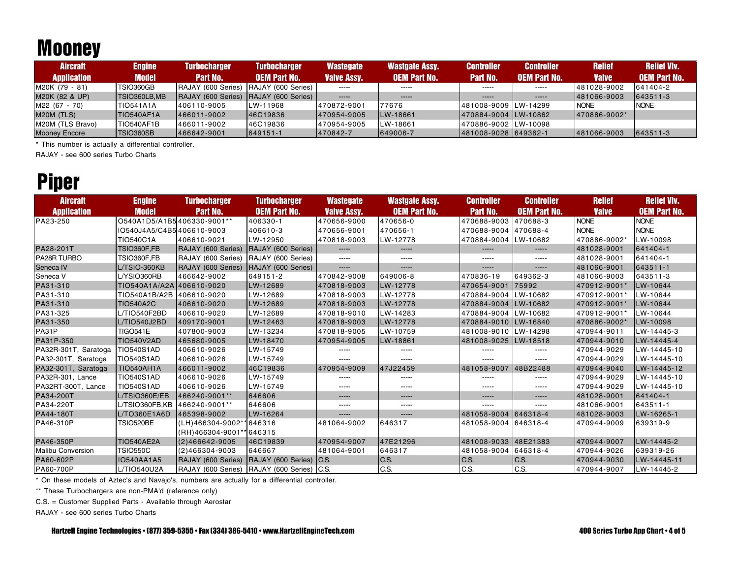# Mooney

| Aircraft Application | Engine Model | Turbocharger Part No. | Turbocharger OEM Part No. | Wastegate Valve Assy. | Wastgate Assy. OEM Part No. | Controller Part No. | Controller OEM Part No. | Relief Valve | Relief Vlv. OEM Part No. |
|---|---|---|---|---|---|---|---|---|---|
| M20K (79 - 81) | TSIO360GB | RAJAY (600 Series) | RAJAY (600 Series) | ----- | ----- | ----- | ----- | 481028-9002 | 641404-2 |
| M20K (82 & UP) | TSIO360LB,MB | RAJAY (600 Series) | RAJAY (600 Series) | ----- | ----- | ----- | ----- | 481066-9003 | 643511-3 |
| M22 (67 - 70) | TIO541A1A | 406110-9005 | LW-11968 | 470872-9001 | 77676 | 481008-9009 | LW-14299 | NONE | NONE |
| M20M (TLS) | TIO540AF1A | 466011-9002 | 46C19836 | 470954-9005 | LW-18661 | 470884-9004 | LW-10862 | 470886-9002* | |
| M20M (TLS Bravo) | TIO540AF1B | 466011-9002 | 46C19836 | 470954-9005 | LW-18661 | 470886-9002 | LW-10098 | | |
| Mooney Encore | TSIO360SB | 466642-9001 | 649151-1 | 470842-7 | 649006-7 | 481008-9028 | 649362-1 | 481066-9003 | 643511-3 |

\* This number is actually a differential controller.

RAJAY - see 600 series Turbo Charts

# Piper

| Aircraft Application | Engine Model | Turbocharger Part No. | Turbocharger OEM Part No. | Wastegate Valve Assy. | Wastgate Assy. OEM Part No. | Controller Part No. | Controller OEM Part No. | Relief Valve | Relief Vlv. OEM Part No. |
|---|---|---|---|---|---|---|---|---|---|
| PA23-250 | O540A1D5/A1B5 | 406330-9001** | 406330-1 | 470656-9000 | 470656-0 | 470688-9003 | 470688-3 | NONE | NONE |
| | IO540J4A5/C4B5 | 406610-9003 | 406610-3 | 470656-9001 | 470656-1 | 470688-9004 | 470688-4 | NONE | NONE |
| | TIO540C1A | 406610-9021 | LW-12950 | 470818-9003 | LW-12778 | 470884-9004 | LW-10682 | 470886-9002* | LW-10098 |
| PA28-201T | TSIO360F,FB | RAJAY (600 Series) | RAJAY (600 Series) | ----- | ----- | ----- | ----- | 481028-9001 | 641404-1 |
| PA28R TURBO | TSIO360F,FB | RAJAY (600 Series) | RAJAY (600 Series) | ----- | ----- | ----- | ----- | 481028-9001 | 641404-1 |
| Seneca IV | L/TSIO-360KB | RAJAY (600 Series) | RAJAY (600 Series) | ----- | ----- | ----- | ----- | 481066-9001 | 643511-1 |
| Seneca V | L/YSIO360RB | 466642-9002 | 649151-2 | 470842-9008 | 649006-8 | 470836-19 | 649362-3 | 481066-9003 | 643511-3 |
| PA31-310 | TIO540A1A/A2A | 406610-9020 | LW-12689 | 470818-9003 | LW-12778 | 470654-9001 | 75992 | 470912-9001* | LW-10644 |
| PA31-310 | TIO540A1B/A2B | 406610-9020 | LW-12689 | 470818-9003 | LW-12778 | 470884-9004 | LW-10682 | 470912-9001* | LW-10644 |
| PA31-310 | TIO540A2C | 406610-9020 | LW-12689 | 470818-9003 | LW-12778 | 470884-9004 | LW-10682 | 470912-9001* | LW-10644 |
| PA31-325 | L/TIO540F2BD | 406610-9020 | LW-12689 | 470818-9010 | LW-14283 | 470884-9004 | LW-10682 | 470912-9001* | LW-10644 |
| PA31-350 | L/TIO540J2BD | 409170-9001 | LW-12463 | 470818-9003 | LW-12778 | 470884-9010 | LW-16840 | 470886-9002* | LW-10098 |
| PA31P | TIGO541E | 407800-9003 | LW-13234 | 470818-9005 | LW-10759 | 481008-9010 | LW-14298 | 470944-9011 | LW-14445-3 |
| PA31P-350 | TIO540V2AD | 465680-9005 | LW-18470 | 470954-9005 | LW-18861 | 481008-9025 | LW-18518 | 470944-9010 | LW-14445-4 |
| PA32R-301T, Saratoga | TIO540S1AD | 406610-9026 | LW-15749 | ----- | ----- | ----- | ----- | 470944-9029 | LW-14445-10 |
| PA32-301T, Saratoga | TIO540S1AD | 406610-9026 | LW-15749 | ----- | ----- | ----- | ----- | 470944-9029 | LW-14445-10 |
| PA32-301T, Saratoga | TIO540AH1A | 466011-9002 | 46C19836 | 470954-9009 | 47J22459 | 481058-9007 | 48B22488 | 470944-9040 | LW-14445-12 |
| PA32R-301, Lance | TIO540S1AD | 406610-9026 | LW-15749 | ----- | ----- | ----- | ----- | 470944-9029 | LW-14445-10 |
| PA32RT-300T, Lance | TIO540S1AD | 406610-9026 | LW-15749 | ----- | ----- | ----- | ----- | 470944-9029 | LW-14445-10 |
| PA34-200T | L/TSIO360E/EB | 466240-9001** | 646606 | ----- | ----- | ----- | ----- | 481028-9001 | 641404-1 |
| PA34-220T | L/TSIO360FB,KB | 466240-9001** | 646606 | ----- | ----- | ----- | ----- | 481066-9001 | 643511-1 |
| PA44-180T | L/TO360E1A6D | 465398-9002 | LW-16264 | ----- | ----- | 481058-9004 | 646318-4 | 481028-9003 | LW-16265-1 |
| PA46-310P | TSIO520BE | (LH)466304-9002** | 646316 | 481064-9002 | 646317 | 481058-9004 | 646318-4 | 470944-9009 | 639319-9 |
| | | (RH)466304-9001** | 646315 | | | | | | |
| PA46-350P | TIO540AE2A | (2)466642-9005 | 46C19839 | 470954-9007 | 47E21296 | 481008-9033 | 48E21383 | 470944-9007 | LW-14445-2 |
| Malibu Conversion | TSIO550C | (2)466304-9003 | 646667 | 481064-9001 | 646317 | 481058-9004 | 646318-4 | 470944-9026 | 639319-26 |
| PA60-602P | IO540AA1A5 | RAJAY (600 Series) | RAJAY (600 Series) | C.S. | C.S. | C.S. | C.S. | 470944-9030 | LW-14445-11 |
| PA60-700P | L/TIO540U2A | RAJAY (600 Series) | RAJAY (600 Series) | C.S. | C.S. | C.S. | C.S. | 470944-9007 | LW-14445-2 |

\* On these models of Aztec's and Navajo's, numbers are actually for a differential controller.

\*\* These Turbochargers are non-PMA'd (reference only)

C.S. = Customer Supplied Parts - Available through Aerostar

RAJAY - see 600 series Turbo Charts

Hartzell Engine Technologies • (877) 359-5355 • Fax (334) 386-5410 • www.HartzellEngineTech.com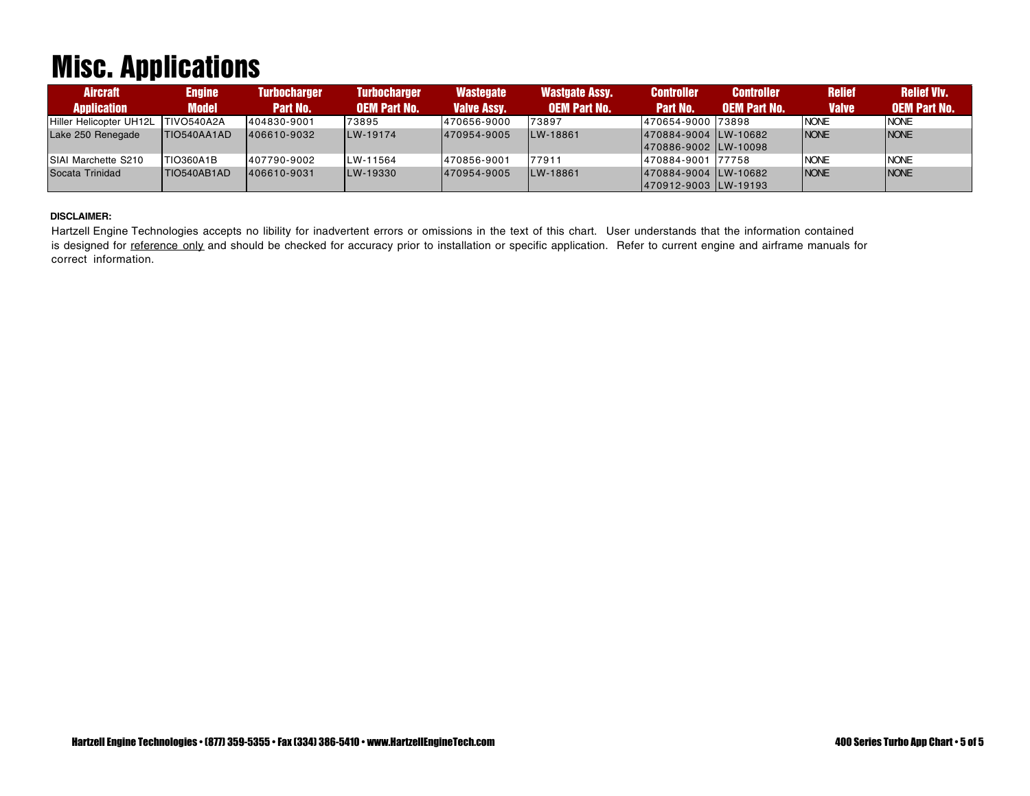# Misc. Applications

| Aircraft Application | Engine Model | Turbocharger Part No. | Turbocharger OEM Part No. | Wastegate Valve Assy. | Wastgate Assy. OEM Part No. | Controller Part No. | Controller OEM Part No. | Relief Valve | Relief Vlv. OEM Part No. |
|---|---|---|---|---|---|---|---|---|---|
| Hiller Helicopter UH12L | TIVO540A2A | 404830-9001 | 73895 | 470656-9000 | 73897 | 470654-9000 | 73898 | NONE | NONE |
| Lake 250 Renegade | TIO540AA1AD | 406610-9032 | LW-19174 | 470954-9005 | LW-18861 | 470884-9004<br>470886-9002 | LW-10682<br>LW-10098 | NONE | NONE |
| SIAI Marchette S210 | TIO360A1B | 407790-9002 | LW-11564 | 470856-9001 | 77911 | 470884-9001 | 77758 | NONE | NONE |
| Socata Trinidad | TIO540AB1AD | 406610-9031 | LW-19330 | 470954-9005 | LW-18861 | 470884-9004<br>470912-9003 | LW-10682<br>LW-19193 | NONE | NONE |

**DISCLAIMER:**

Hartzell Engine Technologies accepts no libility for inadvertent errors or omissions in the text of this chart. User understands that the information contained is designed for reference only and should be checked for accuracy prior to installation or specific application. Refer to current engine and airframe manuals for correct information.

Hartzell Engine Technologies • (877) 359-5355 • Fax (334) 386-5410 • www.HartzellEngineTech.com